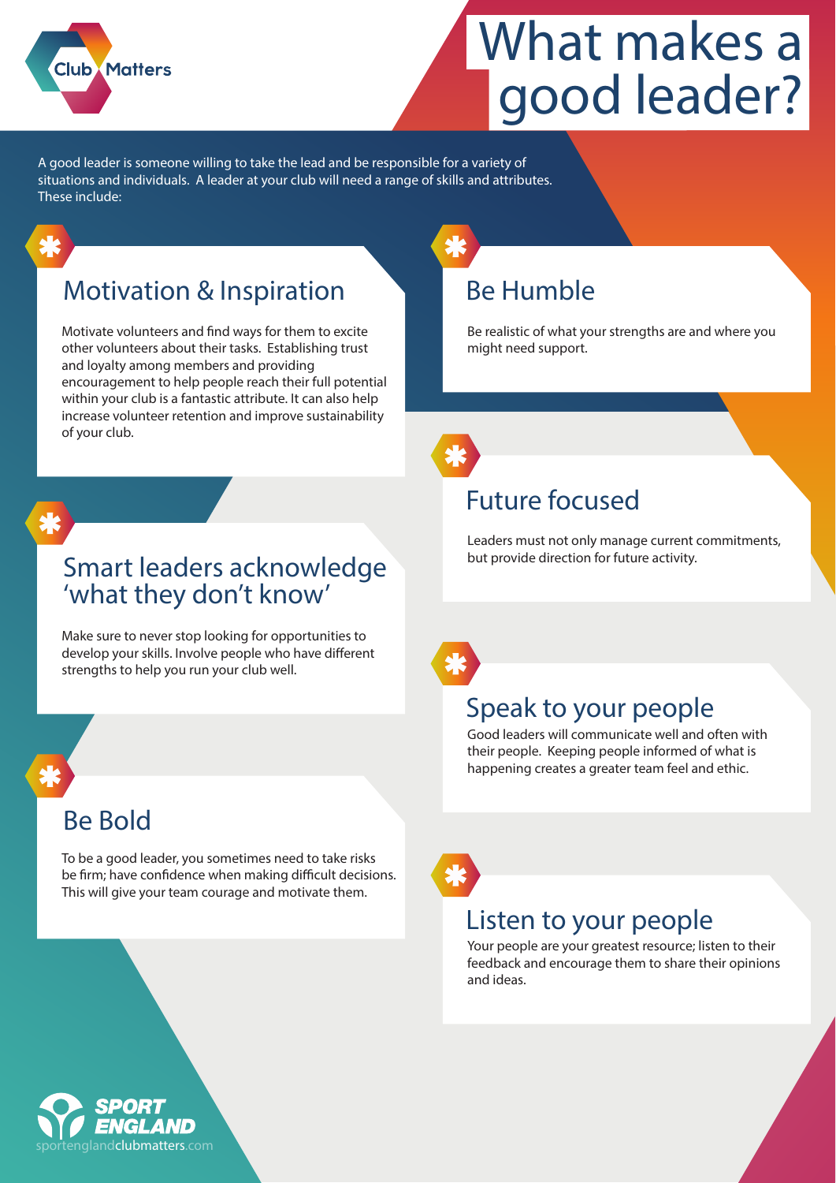# What makes a good leader?

A good leader is someone willing to take the lead and be responsible for a variety of situations and individuals. A leader at your club will need a range of skills and attributes. These include:

## Motivation & Inspiration

Motivate volunteers and find ways for them to excite other volunteers about their tasks. Establishing trust and loyalty among members and providing encouragement to help people reach their full potential within your club is a fantastic attribute. It can also help increase volunteer retention and improve sustainability of your club.

## Smart leaders acknowledge 'what they don't know'

Make sure to never stop looking for opportunities to develop your skills. Involve people who have different strengths to help you run your club well.

## Be Bold

To be a good leader, you sometimes need to take risks be firm; have confidence when making difficult decisions. This will give your team courage and motivate them.

## Be Humble

Be realistic of what your strengths are and where you might need support.

## Future focused

Leaders must not only manage current commitments, but provide direction for future activity.

## Speak to your people

Good leaders will communicate well and often with their people. Keeping people informed of what is happening creates a greater team feel and ethic.

## Listen to your people

Your people are your greatest resource; listen to their feedback and encourage them to share their opinions and ideas.

Sport England

sportenglandclubmatters.com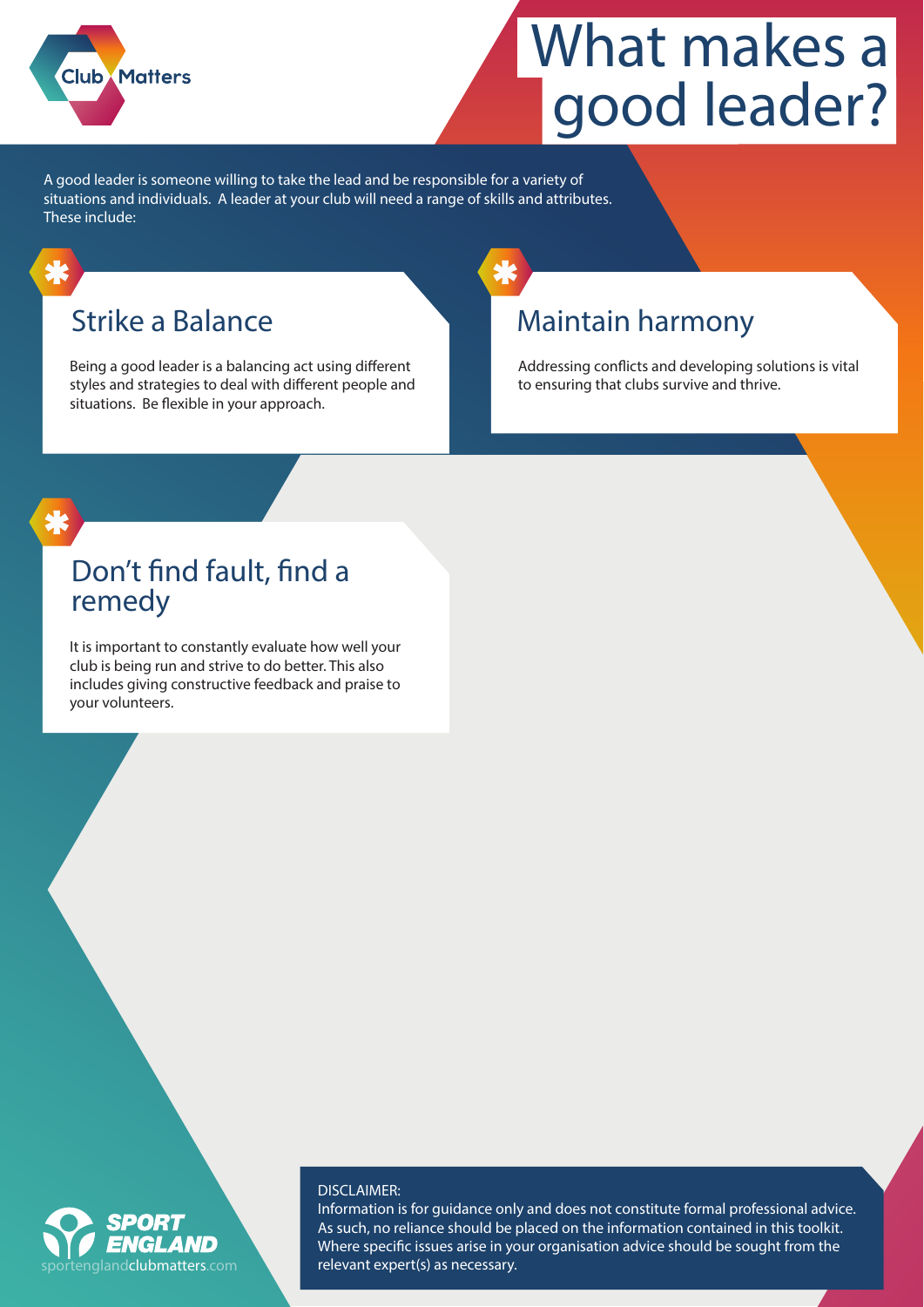# What makes a good leader?

A good leader is someone willing to take the lead and be responsible for a variety of situations and individuals. A leader at your club will need a range of skills and attributes. These include:

## Strike a Balance

Being a good leader is a balancing act using different styles and strategies to deal with different people and situations. Be flexible in your approach.

## Maintain harmony

Addressing conflicts and developing solutions is vital to ensuring that clubs survive and thrive.

## Don't find fault, find a remedy

It is important to constantly evaluate how well your club is being run and strive to do better. This also includes giving constructive feedback and praise to your volunteers.

sportenglandclubmatters.com

DISCLAIMER:
Information is for guidance only and does not constitute formal professional advice. As such, no reliance should be placed on the information contained in this toolkit. Where specific issues arise in your organisation advice should be sought from the relevant expert(s) as necessary.